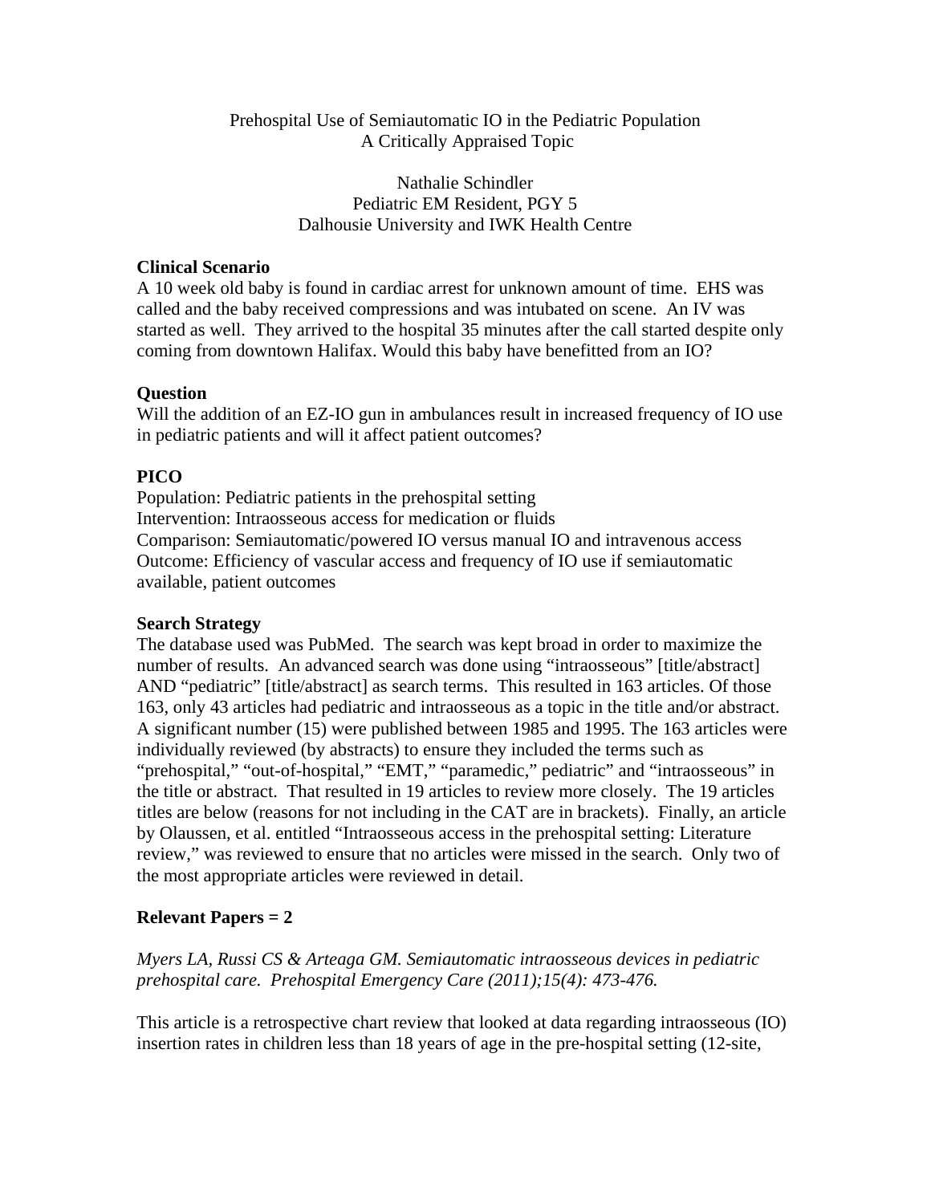# Prehospital Use of Semiautomatic IO in the Pediatric Population
## A Critically Appraised Topic

Nathalie Schindler
Pediatric EM Resident, PGY 5
Dalhousie University and IWK Health Centre

### Clinical Scenario

A 10 week old baby is found in cardiac arrest for unknown amount of time. EHS was called and the baby received compressions and was intubated on scene. An IV was started as well. They arrived to the hospital 35 minutes after the call started despite only coming from downtown Halifax. Would this baby have benefitted from an IO?

### Question

Will the addition of an EZ-IO gun in ambulances result in increased frequency of IO use in pediatric patients and will it affect patient outcomes?

### PICO

Population: Pediatric patients in the prehospital setting
Intervention: Intraosseous access for medication or fluids
Comparison: Semiautomatic/powered IO versus manual IO and intravenous access
Outcome: Efficiency of vascular access and frequency of IO use if semiautomatic available, patient outcomes

### Search Strategy

The database used was PubMed. The search was kept broad in order to maximize the number of results. An advanced search was done using "intraosseous" [title/abstract] AND "pediatric" [title/abstract] as search terms. This resulted in 163 articles. Of those 163, only 43 articles had pediatric and intraosseous as a topic in the title and/or abstract. A significant number (15) were published between 1985 and 1995. The 163 articles were individually reviewed (by abstracts) to ensure they included the terms such as "prehospital," "out-of-hospital," "EMT," "paramedic," pediatric" and "intraosseous" in the title or abstract. That resulted in 19 articles to review more closely. The 19 articles titles are below (reasons for not including in the CAT are in brackets). Finally, an article by Olaussen, et al. entitled "Intraosseous access in the prehospital setting: Literature review," was reviewed to ensure that no articles were missed in the search. Only two of the most appropriate articles were reviewed in detail.

### Relevant Papers = 2

*Myers LA, Russi CS & Arteaga GM. Semiautomatic intraosseous devices in pediatric prehospital care. Prehospital Emergency Care (2011);15(4): 473-476.*

This article is a retrospective chart review that looked at data regarding intraosseous (IO) insertion rates in children less than 18 years of age in the pre-hospital setting (12-site,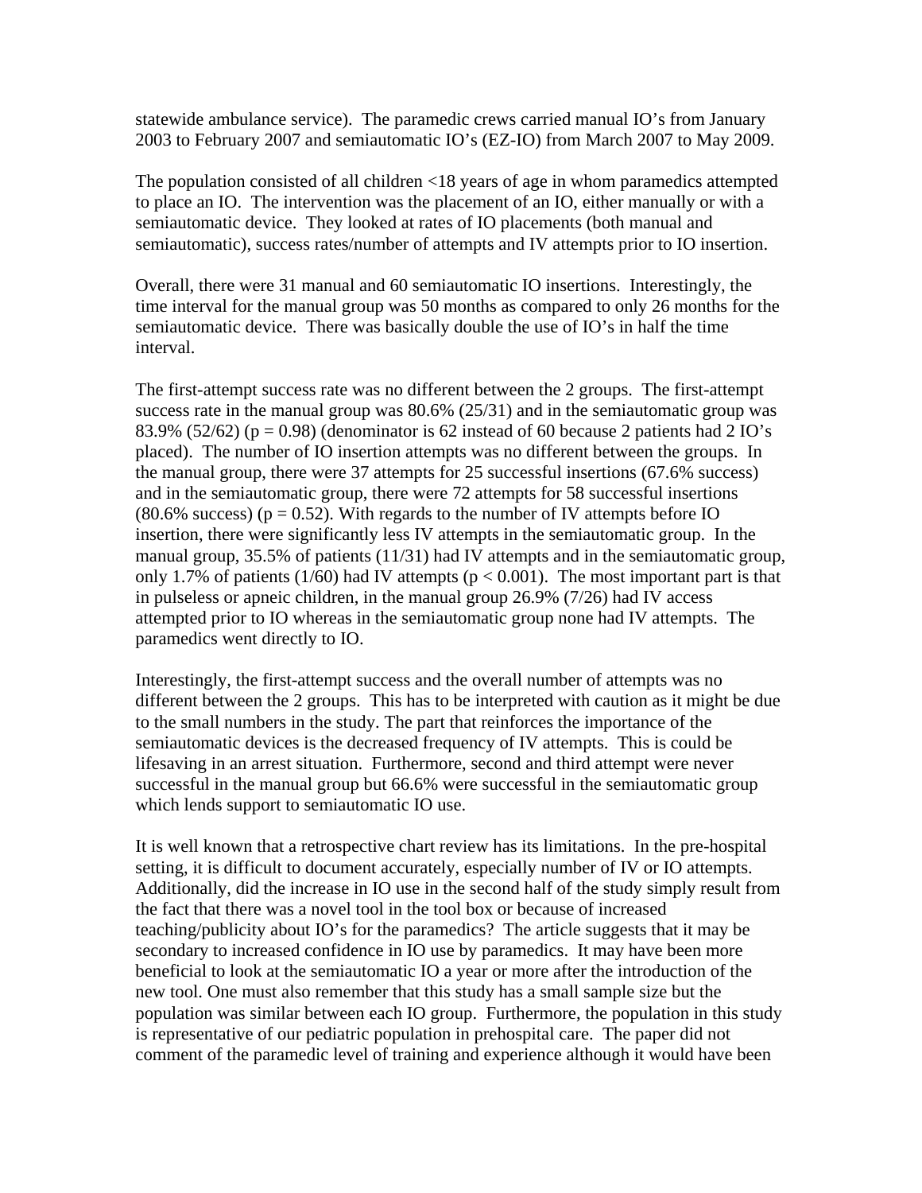statewide ambulance service). The paramedic crews carried manual IO's from January 2003 to February 2007 and semiautomatic IO's (EZ-IO) from March 2007 to May 2009.

The population consisted of all children <18 years of age in whom paramedics attempted to place an IO. The intervention was the placement of an IO, either manually or with a semiautomatic device. They looked at rates of IO placements (both manual and semiautomatic), success rates/number of attempts and IV attempts prior to IO insertion.

Overall, there were 31 manual and 60 semiautomatic IO insertions. Interestingly, the time interval for the manual group was 50 months as compared to only 26 months for the semiautomatic device. There was basically double the use of IO's in half the time interval.

The first-attempt success rate was no different between the 2 groups. The first-attempt success rate in the manual group was 80.6% (25/31) and in the semiautomatic group was 83.9% (52/62) ($p = 0.98$) (denominator is 62 instead of 60 because 2 patients had 2 IO's placed). The number of IO insertion attempts was no different between the groups. In the manual group, there were 37 attempts for 25 successful insertions (67.6% success) and in the semiautomatic group, there were 72 attempts for 58 successful insertions (80.6% success) ($p = 0.52$). With regards to the number of IV attempts before IO insertion, there were significantly less IV attempts in the semiautomatic group. In the manual group, 35.5% of patients (11/31) had IV attempts and in the semiautomatic group, only 1.7% of patients (1/60) had IV attempts ($p < 0.001$). The most important part is that in pulseless or apneic children, in the manual group 26.9% (7/26) had IV access attempted prior to IO whereas in the semiautomatic group none had IV attempts. The paramedics went directly to IO.

Interestingly, the first-attempt success and the overall number of attempts was no different between the 2 groups. This has to be interpreted with caution as it might be due to the small numbers in the study. The part that reinforces the importance of the semiautomatic devices is the decreased frequency of IV attempts. This is could be lifesaving in an arrest situation. Furthermore, second and third attempt were never successful in the manual group but 66.6% were successful in the semiautomatic group which lends support to semiautomatic IO use.

It is well known that a retrospective chart review has its limitations. In the pre-hospital setting, it is difficult to document accurately, especially number of IV or IO attempts. Additionally, did the increase in IO use in the second half of the study simply result from the fact that there was a novel tool in the tool box or because of increased teaching/publicity about IO's for the paramedics? The article suggests that it may be secondary to increased confidence in IO use by paramedics. It may have been more beneficial to look at the semiautomatic IO a year or more after the introduction of the new tool. One must also remember that this study has a small sample size but the population was similar between each IO group. Furthermore, the population in this study is representative of our pediatric population in prehospital care. The paper did not comment of the paramedic level of training and experience although it would have been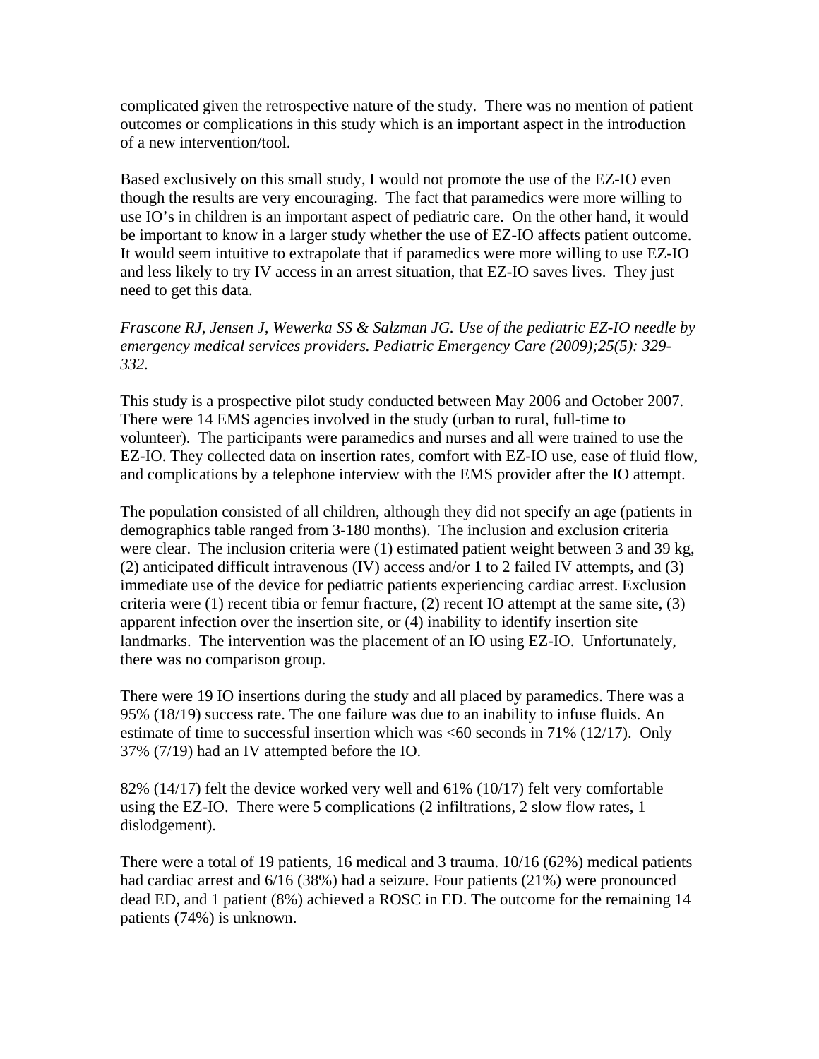complicated given the retrospective nature of the study. There was no mention of patient outcomes or complications in this study which is an important aspect in the introduction of a new intervention/tool.

Based exclusively on this small study, I would not promote the use of the EZ-IO even though the results are very encouraging. The fact that paramedics were more willing to use IO's in children is an important aspect of pediatric care. On the other hand, it would be important to know in a larger study whether the use of EZ-IO affects patient outcome. It would seem intuitive to extrapolate that if paramedics were more willing to use EZ-IO and less likely to try IV access in an arrest situation, that EZ-IO saves lives. They just need to get this data.

*Frascone RJ, Jensen J, Wewerka SS & Salzman JG. Use of the pediatric EZ-IO needle by emergency medical services providers. Pediatric Emergency Care (2009);25(5): 329-332.*

This study is a prospective pilot study conducted between May 2006 and October 2007. There were 14 EMS agencies involved in the study (urban to rural, full-time to volunteer). The participants were paramedics and nurses and all were trained to use the EZ-IO. They collected data on insertion rates, comfort with EZ-IO use, ease of fluid flow, and complications by a telephone interview with the EMS provider after the IO attempt.

The population consisted of all children, although they did not specify an age (patients in demographics table ranged from 3-180 months). The inclusion and exclusion criteria were clear. The inclusion criteria were (1) estimated patient weight between 3 and 39 kg, (2) anticipated difficult intravenous (IV) access and/or 1 to 2 failed IV attempts, and (3) immediate use of the device for pediatric patients experiencing cardiac arrest. Exclusion criteria were (1) recent tibia or femur fracture, (2) recent IO attempt at the same site, (3) apparent infection over the insertion site, or (4) inability to identify insertion site landmarks. The intervention was the placement of an IO using EZ-IO. Unfortunately, there was no comparison group.

There were 19 IO insertions during the study and all placed by paramedics. There was a 95% (18/19) success rate. The one failure was due to an inability to infuse fluids. An estimate of time to successful insertion which was <60 seconds in 71% (12/17). Only 37% (7/19) had an IV attempted before the IO.

82% (14/17) felt the device worked very well and 61% (10/17) felt very comfortable using the EZ-IO. There were 5 complications (2 infiltrations, 2 slow flow rates, 1 dislodgement).

There were a total of 19 patients, 16 medical and 3 trauma. 10/16 (62%) medical patients had cardiac arrest and 6/16 (38%) had a seizure. Four patients (21%) were pronounced dead ED, and 1 patient (8%) achieved a ROSC in ED. The outcome for the remaining 14 patients (74%) is unknown.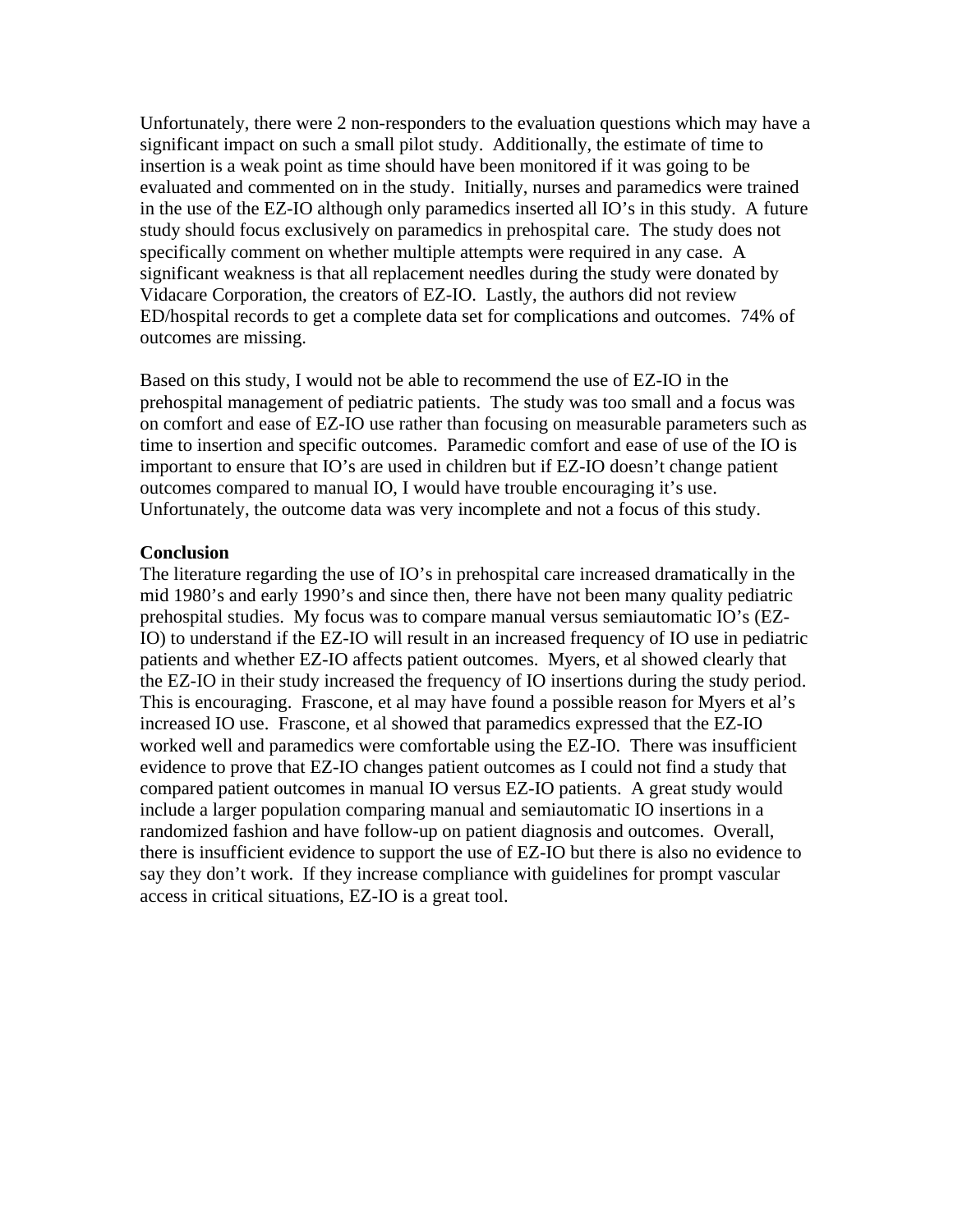Unfortunately, there were 2 non-responders to the evaluation questions which may have a significant impact on such a small pilot study. Additionally, the estimate of time to insertion is a weak point as time should have been monitored if it was going to be evaluated and commented on in the study. Initially, nurses and paramedics were trained in the use of the EZ-IO although only paramedics inserted all IO's in this study. A future study should focus exclusively on paramedics in prehospital care. The study does not specifically comment on whether multiple attempts were required in any case. A significant weakness is that all replacement needles during the study were donated by Vidacare Corporation, the creators of EZ-IO. Lastly, the authors did not review ED/hospital records to get a complete data set for complications and outcomes. 74% of outcomes are missing.

Based on this study, I would not be able to recommend the use of EZ-IO in the prehospital management of pediatric patients. The study was too small and a focus was on comfort and ease of EZ-IO use rather than focusing on measurable parameters such as time to insertion and specific outcomes. Paramedic comfort and ease of use of the IO is important to ensure that IO's are used in children but if EZ-IO doesn't change patient outcomes compared to manual IO, I would have trouble encouraging it's use. Unfortunately, the outcome data was very incomplete and not a focus of this study.

**Conclusion**

The literature regarding the use of IO's in prehospital care increased dramatically in the mid 1980's and early 1990's and since then, there have not been many quality pediatric prehospital studies. My focus was to compare manual versus semiautomatic IO's (EZ-IO) to understand if the EZ-IO will result in an increased frequency of IO use in pediatric patients and whether EZ-IO affects patient outcomes. Myers, et al showed clearly that the EZ-IO in their study increased the frequency of IO insertions during the study period. This is encouraging. Frascone, et al may have found a possible reason for Myers et al's increased IO use. Frascone, et al showed that paramedics expressed that the EZ-IO worked well and paramedics were comfortable using the EZ-IO. There was insufficient evidence to prove that EZ-IO changes patient outcomes as I could not find a study that compared patient outcomes in manual IO versus EZ-IO patients. A great study would include a larger population comparing manual and semiautomatic IO insertions in a randomized fashion and have follow-up on patient diagnosis and outcomes. Overall, there is insufficient evidence to support the use of EZ-IO but there is also no evidence to say they don't work. If they increase compliance with guidelines for prompt vascular access in critical situations, EZ-IO is a great tool.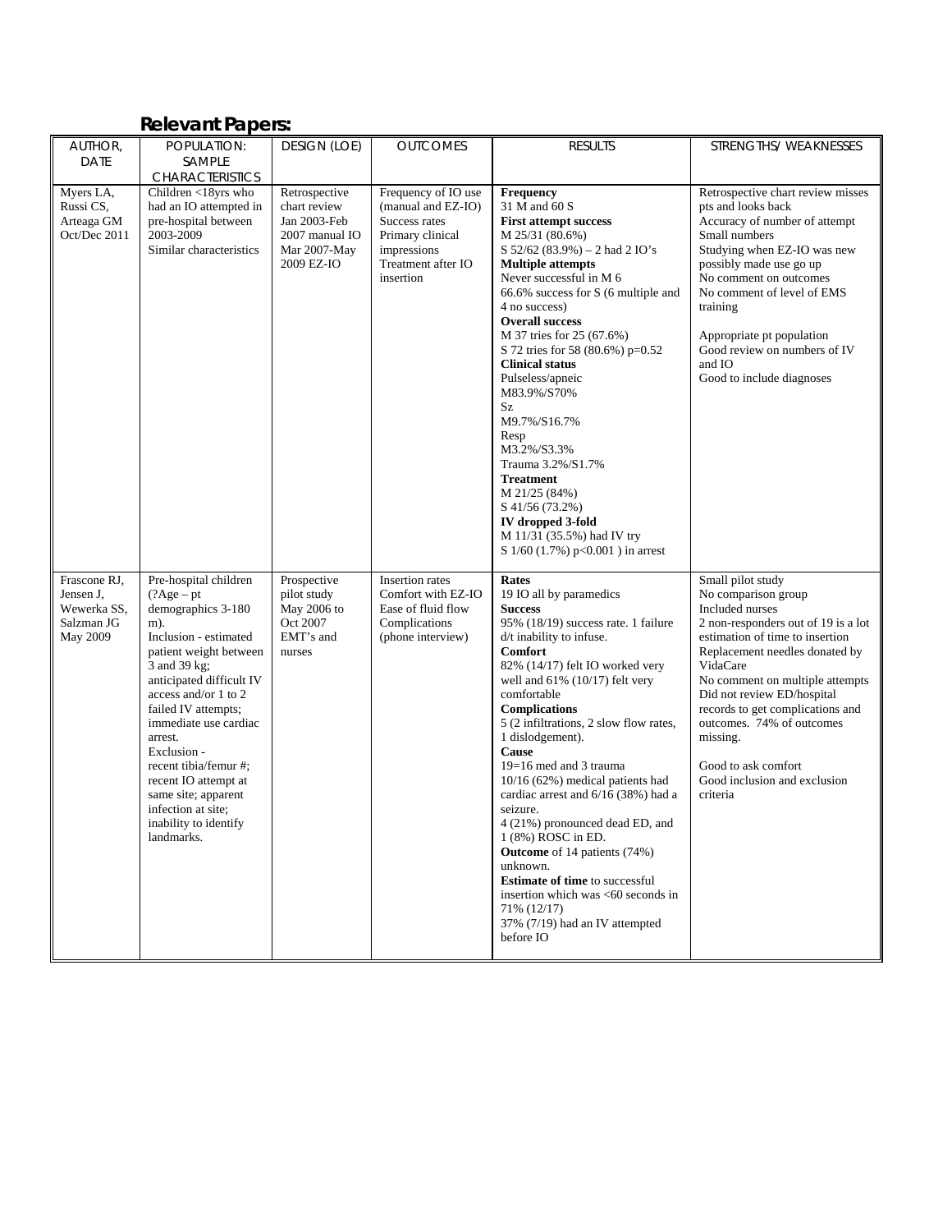## Relevant Papers:

| AUTHOR, DATE | POPULATION: SAMPLE CHARACTERISTICS | DESIGN (LOE) | OUTCOMES | RESULTS | STRENGTHS/ WEAKNESSES |
|---|---|---|---|---|---|
| Myers LA, Russi CS, Arteaga GM Oct/Dec 2011 | Children <18yrs who had an IO attempted in pre-hospital between 2003-2009<br>Similar characteristics | Retrospective chart review Jan 2003-Feb 2007 manual IO Mar 2007-May 2009 EZ-IO | Frequency of IO use (manual and EZ-IO)<br>Success rates<br>Primary clinical impressions<br>Treatment after IO insertion | **Frequency**<br>31 M and 60 S<br>**First attempt success**<br>M 25/31 (80.6%)<br>S 52/62 (83.9%) – 2 had 2 IO's<br>**Multiple attempts**<br>Never successful in M 6<br>66.6% success for S (6 multiple and 4 no success)<br>**Overall success**<br>M 37 tries for 25 (67.6%)<br>S 72 tries for 58 (80.6%) p=0.52<br>**Clinical status**<br>Pulseless/apneic<br>M83.9%/S70%<br>Sz<br>M9.7%/S16.7%<br>Resp<br>M3.2%/S3.3%<br>Trauma 3.2%/S1.7%<br>**Treatment**<br>M 21/25 (84%)<br>S 41/56 (73.2%)<br>**IV dropped 3-fold**<br>M 11/31 (35.5%) had IV try<br>S 1/60 (1.7%) p<0.001 ) in arrest | Retrospective chart review misses pts and looks back<br>Accuracy of number of attempt<br>Small numbers<br>Studying when EZ-IO was new possibly made use go up<br>No comment on outcomes<br>No comment of level of EMS training<br><br>Appropriate pt population<br>Good review on numbers of IV and IO<br>Good to include diagnoses |
| Frascone RJ, Jensen J, Wewerka SS, Salzman JG May 2009 | Pre-hospital children (?Age – pt demographics 3-180 m).<br>Inclusion - estimated patient weight between 3 and 39 kg; anticipated difficult IV access and/or 1 to 2 failed IV attempts; immediate use cardiac arrest.<br>Exclusion - recent tibia/femur #; recent IO attempt at same site; apparent infection at site; inability to identify landmarks. | Prospective pilot study May 2006 to Oct 2007 EMT's and nurses | Insertion rates<br>Comfort with EZ-IO<br>Ease of fluid flow<br>Complications (phone interview) | **Rates**<br>19 IO all by paramedics<br>**Success**<br>95% (18/19) success rate. 1 failure d/t inability to infuse.<br>**Comfort**<br>82% (14/17) felt IO worked very well and 61% (10/17) felt very comfortable<br>**Complications**<br>5 (2 infiltrations, 2 slow flow rates, 1 dislodgement).<br>**Cause**<br>19=16 med and 3 trauma<br>10/16 (62%) medical patients had cardiac arrest and 6/16 (38%) had a seizure.<br>4 (21%) pronounced dead ED, and 1 (8%) ROSC in ED.<br>**Outcome** of 14 patients (74%) unknown.<br>**Estimate of time** to successful insertion which was <60 seconds in 71% (12/17)<br>37% (7/19) had an IV attempted before IO | Small pilot study<br>No comparison group<br>Included nurses<br>2 non-responders out of 19 is a lot estimation of time to insertion<br>Replacement needles donated by VidaCare<br>No comment on multiple attempts<br>Did not review ED/hospital records to get complications and outcomes. 74% of outcomes missing.<br><br>Good to ask comfort<br>Good inclusion and exclusion criteria |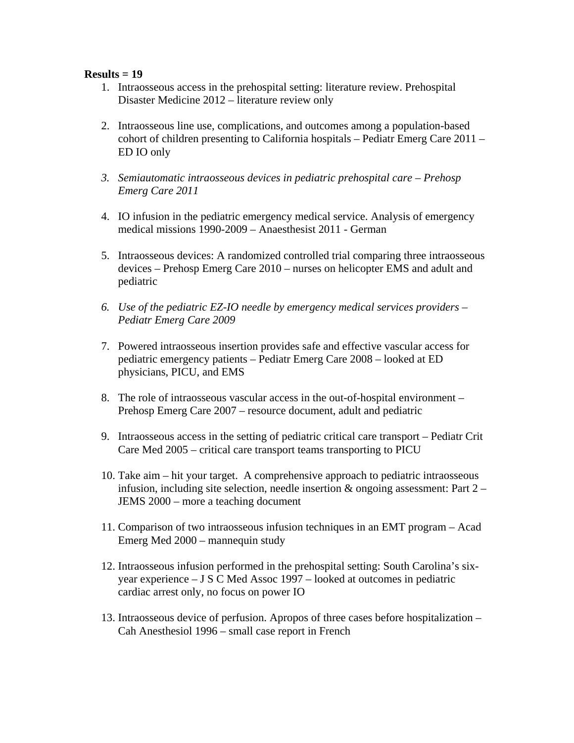**Results = 19**

1. Intraosseous access in the prehospital setting: literature review. Prehospital Disaster Medicine 2012 – literature review only

2. Intraosseous line use, complications, and outcomes among a population-based cohort of children presenting to California hospitals – Pediatr Emerg Care 2011 – ED IO only

3. *Semiautomatic intraosseous devices in pediatric prehospital care – Prehosp Emerg Care 2011*

4. IO infusion in the pediatric emergency medical service. Analysis of emergency medical missions 1990-2009 – Anaesthesist 2011 - German

5. Intraosseous devices: A randomized controlled trial comparing three intraosseous devices – Prehosp Emerg Care 2010 – nurses on helicopter EMS and adult and pediatric

6. *Use of the pediatric EZ-IO needle by emergency medical services providers – Pediatr Emerg Care 2009*

7. Powered intraosseous insertion provides safe and effective vascular access for pediatric emergency patients – Pediatr Emerg Care 2008 – looked at ED physicians, PICU, and EMS

8. The role of intraosseous vascular access in the out-of-hospital environment – Prehosp Emerg Care 2007 – resource document, adult and pediatric

9. Intraosseous access in the setting of pediatric critical care transport – Pediatr Crit Care Med 2005 – critical care transport teams transporting to PICU

10. Take aim – hit your target. A comprehensive approach to pediatric intraosseous infusion, including site selection, needle insertion & ongoing assessment: Part 2 – JEMS 2000 – more a teaching document

11. Comparison of two intraosseous infusion techniques in an EMT program – Acad Emerg Med 2000 – mannequin study

12. Intraosseous infusion performed in the prehospital setting: South Carolina's six-year experience – J S C Med Assoc 1997 – looked at outcomes in pediatric cardiac arrest only, no focus on power IO

13. Intraosseous device of perfusion. Apropos of three cases before hospitalization – Cah Anesthesiol 1996 – small case report in French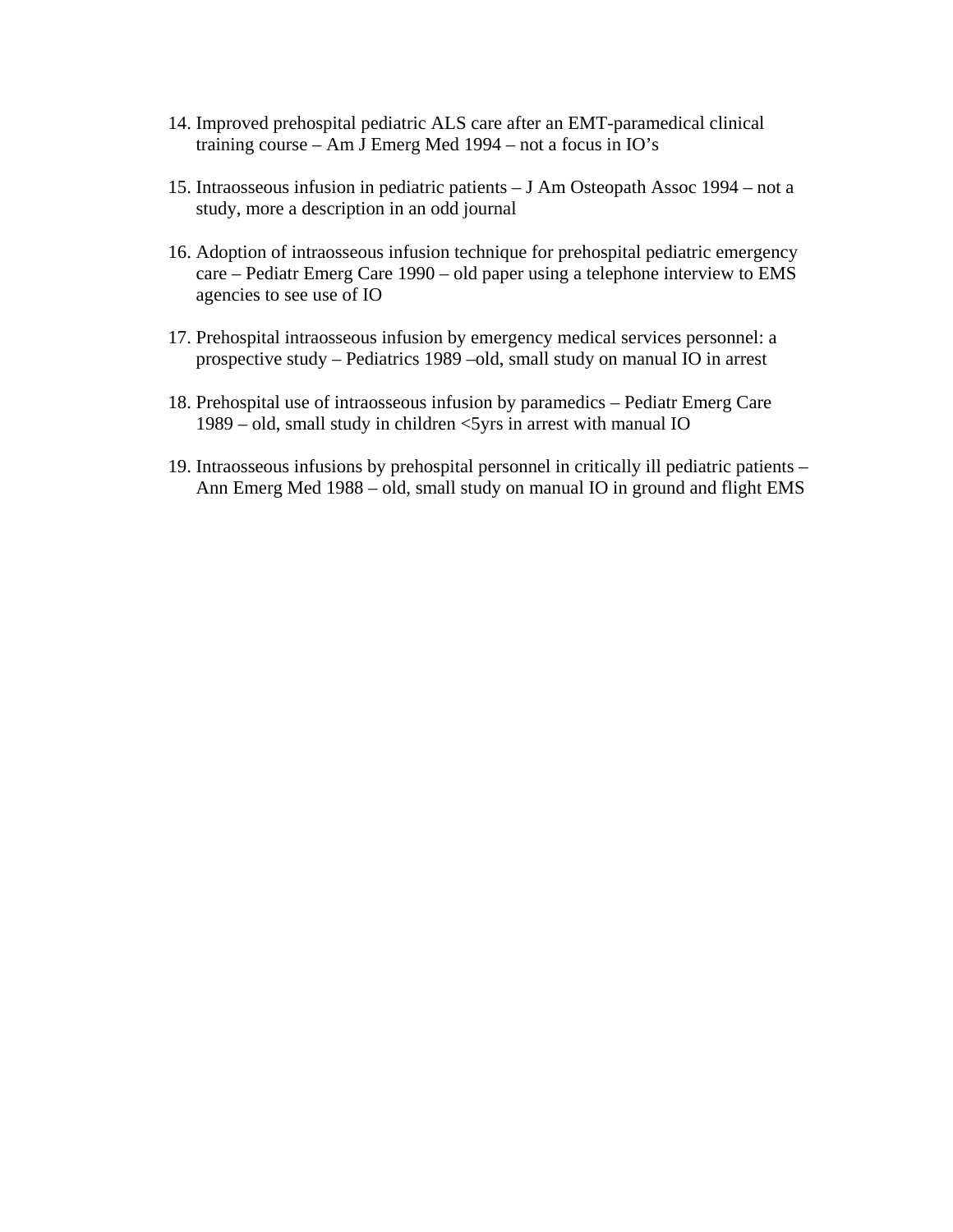14. Improved prehospital pediatric ALS care after an EMT-paramedical clinical training course – Am J Emerg Med 1994 – not a focus in IO's

15. Intraosseous infusion in pediatric patients – J Am Osteopath Assoc 1994 – not a study, more a description in an odd journal

16. Adoption of intraosseous infusion technique for prehospital pediatric emergency care – Pediatr Emerg Care 1990 – old paper using a telephone interview to EMS agencies to see use of IO

17. Prehospital intraosseous infusion by emergency medical services personnel: a prospective study – Pediatrics 1989 –old, small study on manual IO in arrest

18. Prehospital use of intraosseous infusion by paramedics – Pediatr Emerg Care 1989 – old, small study in children <5yrs in arrest with manual IO

19. Intraosseous infusions by prehospital personnel in critically ill pediatric patients – Ann Emerg Med 1988 – old, small study on manual IO in ground and flight EMS